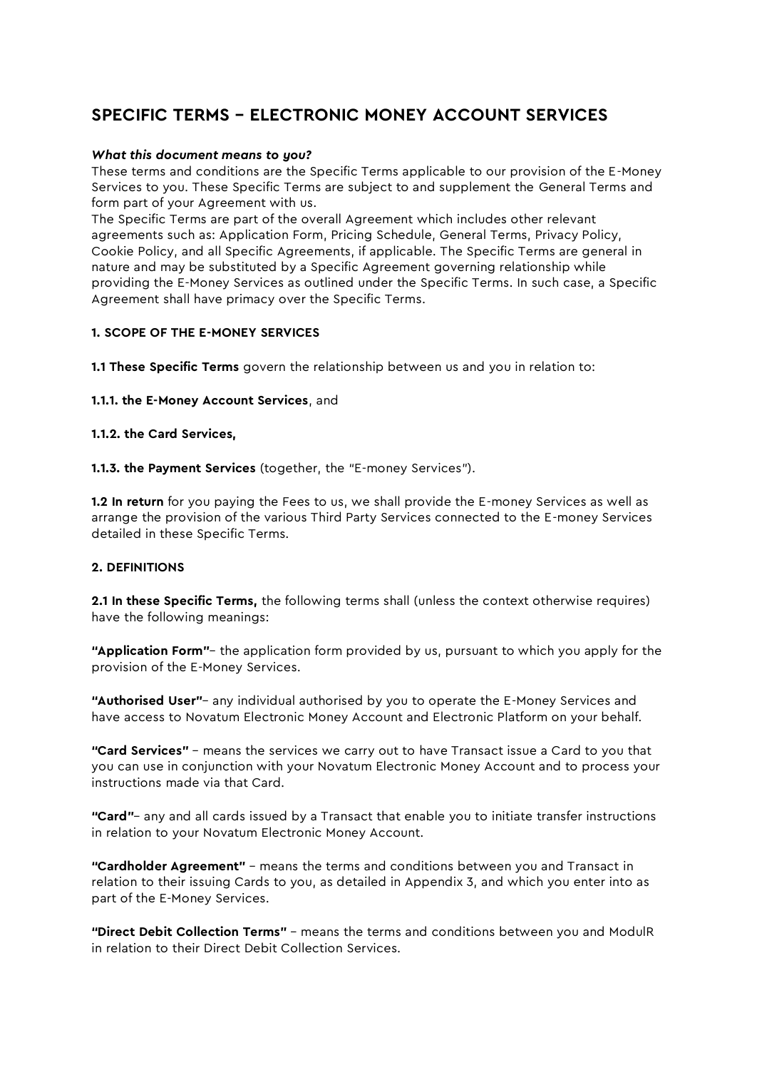# SPECIFIC TERMS – ELECTRONIC MONEY ACCOUNT SERVICES

***What this document means to you?***

These terms and conditions are the Specific Terms applicable to our provision of the E-Money Services to you. These Specific Terms are subject to and supplement the General Terms and form part of your Agreement with us.

The Specific Terms are part of the overall Agreement which includes other relevant agreements such as: Application Form, Pricing Schedule, General Terms, Privacy Policy, Cookie Policy, and all Specific Agreements, if applicable. The Specific Terms are general in nature and may be substituted by a Specific Agreement governing relationship while providing the E-Money Services as outlined under the Specific Terms. In such case, a Specific Agreement shall have primacy over the Specific Terms.

**1. SCOPE OF THE E-MONEY SERVICES**

**1.1 These Specific Terms** govern the relationship between us and you in relation to:

**1.1.1. the E-Money Account Services**, and

**1.1.2. the Card Services,**

**1.1.3. the Payment Services** (together, the "E-money Services").

**1.2 In return** for you paying the Fees to us, we shall provide the E-money Services as well as arrange the provision of the various Third Party Services connected to the E-money Services detailed in these Specific Terms.

**2. DEFINITIONS**

**2.1 In these Specific Terms,** the following terms shall (unless the context otherwise requires) have the following meanings:

**"Application Form"**– the application form provided by us, pursuant to which you apply for the provision of the E-Money Services.

**"Authorised User"**– any individual authorised by you to operate the E-Money Services and have access to Novatum Electronic Money Account and Electronic Platform on your behalf.

**"Card Services"** – means the services we carry out to have Transact issue a Card to you that you can use in conjunction with your Novatum Electronic Money Account and to process your instructions made via that Card.

**"Card"**– any and all cards issued by a Transact that enable you to initiate transfer instructions in relation to your Novatum Electronic Money Account.

**"Cardholder Agreement"** – means the terms and conditions between you and Transact in relation to their issuing Cards to you, as detailed in Appendix 3, and which you enter into as part of the E-Money Services.

**"Direct Debit Collection Terms"** – means the terms and conditions between you and ModulR in relation to their Direct Debit Collection Services.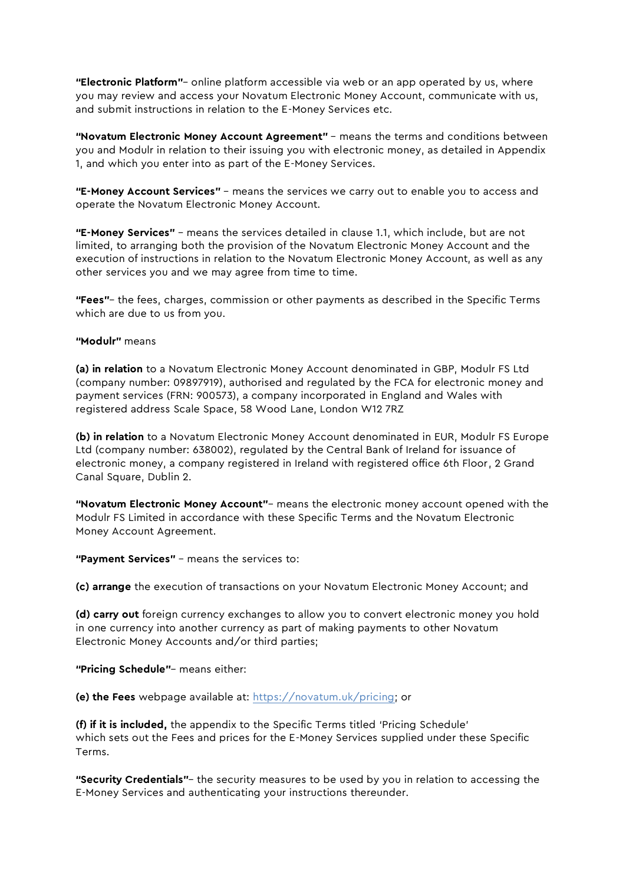**"Electronic Platform"**– online platform accessible via web or an app operated by us, where you may review and access your Novatum Electronic Money Account, communicate with us, and submit instructions in relation to the E-Money Services etc.

**"Novatum Electronic Money Account Agreement"** – means the terms and conditions between you and Modulr in relation to their issuing you with electronic money, as detailed in Appendix 1, and which you enter into as part of the E-Money Services.

**"E-Money Account Services"** – means the services we carry out to enable you to access and operate the Novatum Electronic Money Account.

**"E-Money Services"** – means the services detailed in clause 1.1, which include, but are not limited, to arranging both the provision of the Novatum Electronic Money Account and the execution of instructions in relation to the Novatum Electronic Money Account, as well as any other services you and we may agree from time to time.

**"Fees"**– the fees, charges, commission or other payments as described in the Specific Terms which are due to us from you.

**"Modulr"** means

**(a) in relation** to a Novatum Electronic Money Account denominated in GBP, Modulr FS Ltd (company number: 09897919), authorised and regulated by the FCA for electronic money and payment services (FRN: 900573), a company incorporated in England and Wales with registered address Scale Space, 58 Wood Lane, London W12 7RZ

**(b) in relation** to a Novatum Electronic Money Account denominated in EUR, Modulr FS Europe Ltd (company number: 638002), regulated by the Central Bank of Ireland for issuance of electronic money, a company registered in Ireland with registered office 6th Floor, 2 Grand Canal Square, Dublin 2.

**"Novatum Electronic Money Account"**– means the electronic money account opened with the Modulr FS Limited in accordance with these Specific Terms and the Novatum Electronic Money Account Agreement.

**"Payment Services"** – means the services to:

**(c) arrange** the execution of transactions on your Novatum Electronic Money Account; and

**(d) carry out** foreign currency exchanges to allow you to convert electronic money you hold in one currency into another currency as part of making payments to other Novatum Electronic Money Accounts and/or third parties;

**"Pricing Schedule"**– means either:

**(e) the Fees** webpage available at: [https://novatum.uk/pricing](https://novatum.uk/pricing); or

**(f) if it is included,** the appendix to the Specific Terms titled 'Pricing Schedule' which sets out the Fees and prices for the E-Money Services supplied under these Specific Terms.

**"Security Credentials"**– the security measures to be used by you in relation to accessing the E-Money Services and authenticating your instructions thereunder.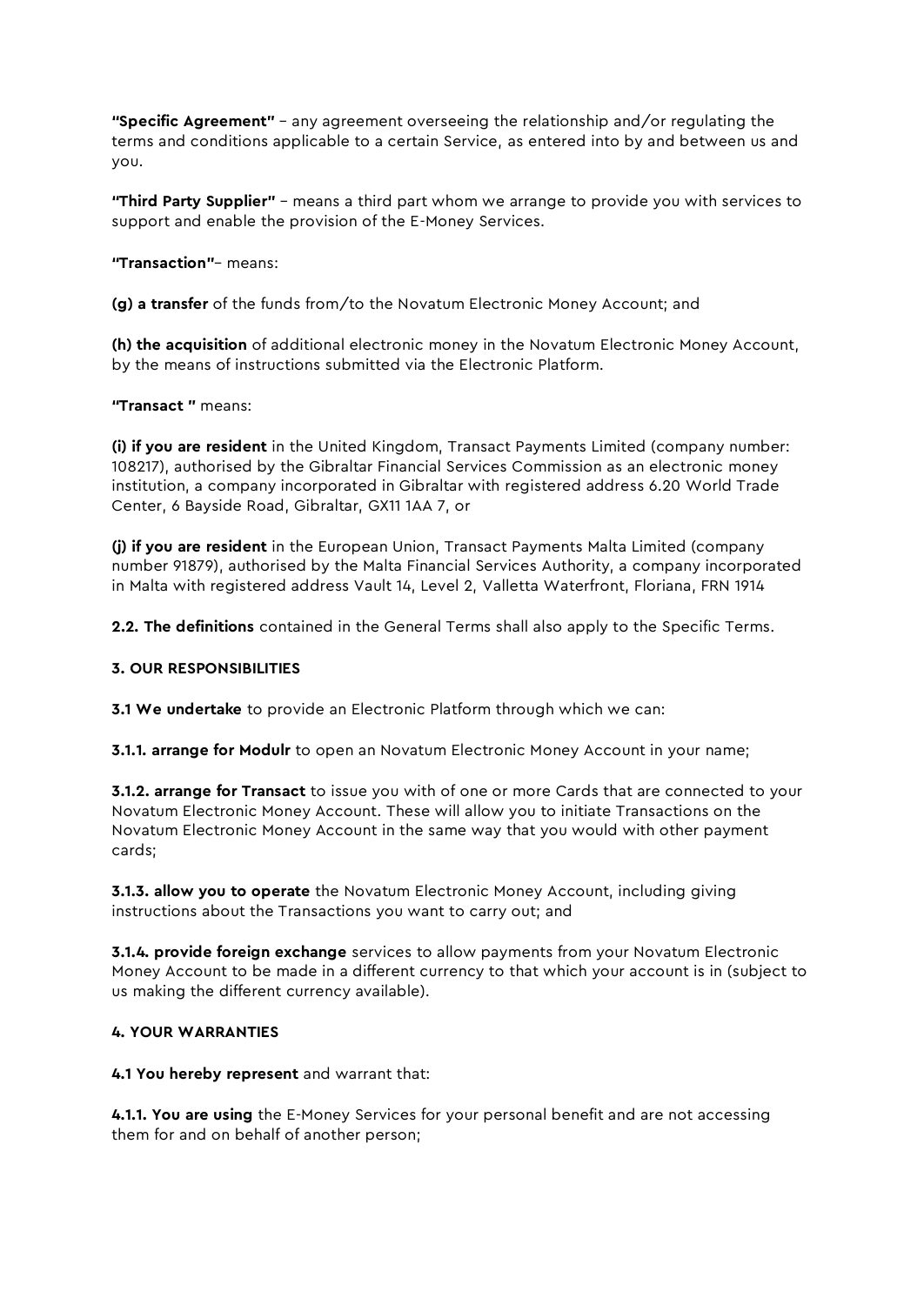**"Specific Agreement"** – any agreement overseeing the relationship and/or regulating the terms and conditions applicable to a certain Service, as entered into by and between us and you.

**"Third Party Supplier"** – means a third part whom we arrange to provide you with services to support and enable the provision of the E-Money Services.

**"Transaction"**– means:

**(g) a transfer** of the funds from/to the Novatum Electronic Money Account; and

**(h) the acquisition** of additional electronic money in the Novatum Electronic Money Account, by the means of instructions submitted via the Electronic Platform.

**"Transact "** means:

**(i) if you are resident** in the United Kingdom, Transact Payments Limited (company number: 108217), authorised by the Gibraltar Financial Services Commission as an electronic money institution, a company incorporated in Gibraltar with registered address 6.20 World Trade Center, 6 Bayside Road, Gibraltar, GX11 1AA 7, or

**(j) if you are resident** in the European Union, Transact Payments Malta Limited (company number 91879), authorised by the Malta Financial Services Authority, a company incorporated in Malta with registered address Vault 14, Level 2, Valletta Waterfront, Floriana, FRN 1914

**2.2. The definitions** contained in the General Terms shall also apply to the Specific Terms.

**3. OUR RESPONSIBILITIES**

**3.1 We undertake** to provide an Electronic Platform through which we can:

**3.1.1. arrange for Modulr** to open an Novatum Electronic Money Account in your name;

**3.1.2. arrange for Transact** to issue you with of one or more Cards that are connected to your Novatum Electronic Money Account. These will allow you to initiate Transactions on the Novatum Electronic Money Account in the same way that you would with other payment cards;

**3.1.3. allow you to operate** the Novatum Electronic Money Account, including giving instructions about the Transactions you want to carry out; and

**3.1.4. provide foreign exchange** services to allow payments from your Novatum Electronic Money Account to be made in a different currency to that which your account is in (subject to us making the different currency available).

**4. YOUR WARRANTIES**

**4.1 You hereby represent** and warrant that:

**4.1.1. You are using** the E-Money Services for your personal benefit and are not accessing them for and on behalf of another person;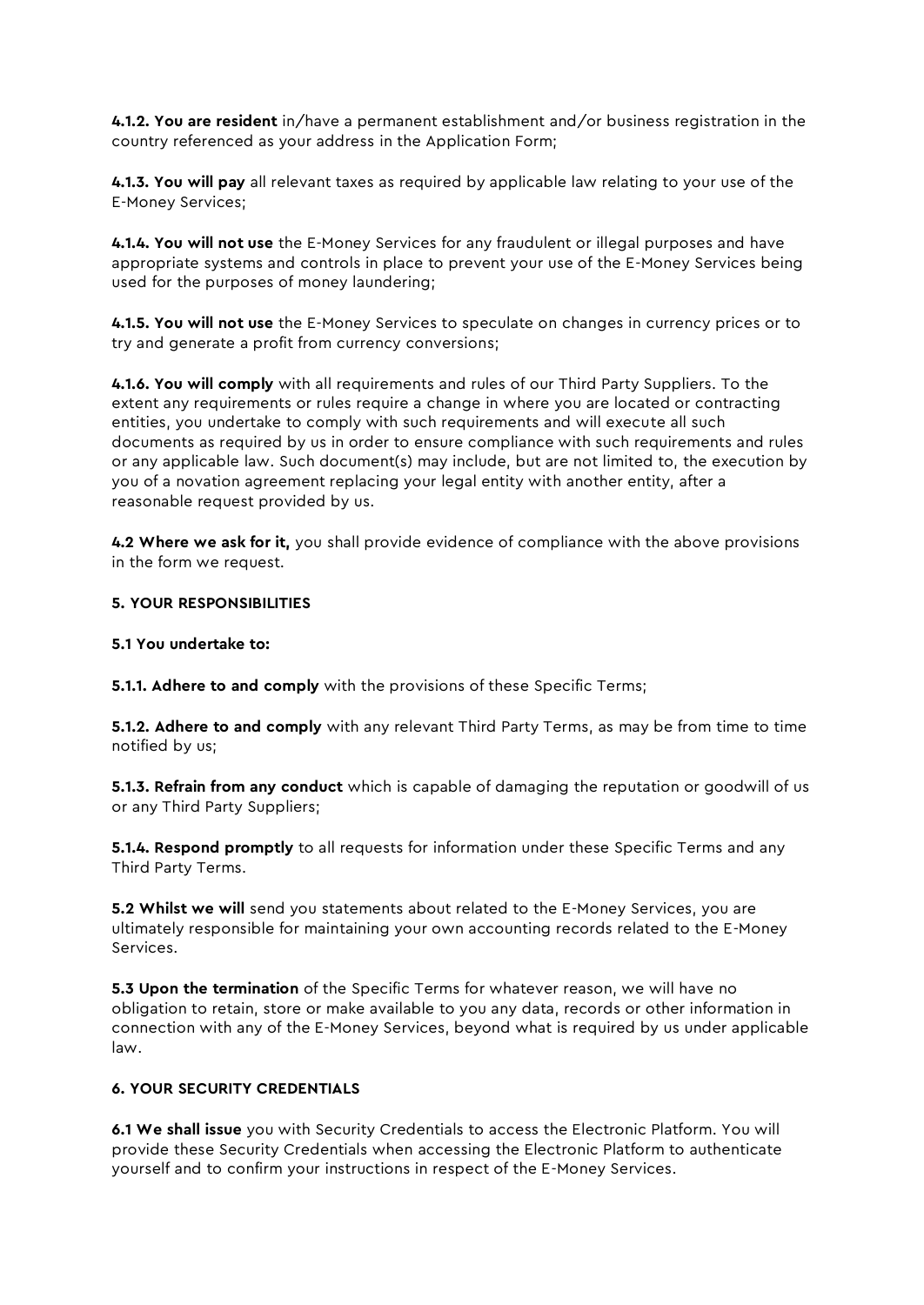**4.1.2. You are resident** in/have a permanent establishment and/or business registration in the country referenced as your address in the Application Form;

**4.1.3. You will pay** all relevant taxes as required by applicable law relating to your use of the E-Money Services;

**4.1.4. You will not use** the E-Money Services for any fraudulent or illegal purposes and have appropriate systems and controls in place to prevent your use of the E-Money Services being used for the purposes of money laundering;

**4.1.5. You will not use** the E-Money Services to speculate on changes in currency prices or to try and generate a profit from currency conversions;

**4.1.6. You will comply** with all requirements and rules of our Third Party Suppliers. To the extent any requirements or rules require a change in where you are located or contracting entities, you undertake to comply with such requirements and will execute all such documents as required by us in order to ensure compliance with such requirements and rules or any applicable law. Such document(s) may include, but are not limited to, the execution by you of a novation agreement replacing your legal entity with another entity, after a reasonable request provided by us.

**4.2 Where we ask for it,** you shall provide evidence of compliance with the above provisions in the form we request.

**5. YOUR RESPONSIBILITIES**

**5.1 You undertake to:**

**5.1.1. Adhere to and comply** with the provisions of these Specific Terms;

**5.1.2. Adhere to and comply** with any relevant Third Party Terms, as may be from time to time notified by us;

**5.1.3. Refrain from any conduct** which is capable of damaging the reputation or goodwill of us or any Third Party Suppliers;

**5.1.4. Respond promptly** to all requests for information under these Specific Terms and any Third Party Terms.

**5.2 Whilst we will** send you statements about related to the E-Money Services, you are ultimately responsible for maintaining your own accounting records related to the E-Money Services.

**5.3 Upon the termination** of the Specific Terms for whatever reason, we will have no obligation to retain, store or make available to you any data, records or other information in connection with any of the E-Money Services, beyond what is required by us under applicable law.

**6. YOUR SECURITY CREDENTIALS**

**6.1 We shall issue** you with Security Credentials to access the Electronic Platform. You will provide these Security Credentials when accessing the Electronic Platform to authenticate yourself and to confirm your instructions in respect of the E-Money Services.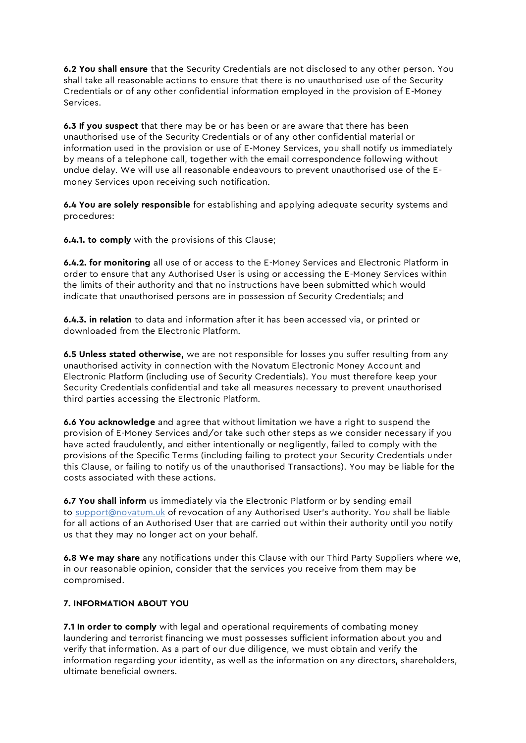**6.2 You shall ensure** that the Security Credentials are not disclosed to any other person. You shall take all reasonable actions to ensure that there is no unauthorised use of the Security Credentials or of any other confidential information employed in the provision of E-Money Services.

**6.3 If you suspect** that there may be or has been or are aware that there has been unauthorised use of the Security Credentials or of any other confidential material or information used in the provision or use of E-Money Services, you shall notify us immediately by means of a telephone call, together with the email correspondence following without undue delay. We will use all reasonable endeavours to prevent unauthorised use of the E-money Services upon receiving such notification.

**6.4 You are solely responsible** for establishing and applying adequate security systems and procedures:

**6.4.1. to comply** with the provisions of this Clause;

**6.4.2. for monitoring** all use of or access to the E-Money Services and Electronic Platform in order to ensure that any Authorised User is using or accessing the E-Money Services within the limits of their authority and that no instructions have been submitted which would indicate that unauthorised persons are in possession of Security Credentials; and

**6.4.3. in relation** to data and information after it has been accessed via, or printed or downloaded from the Electronic Platform.

**6.5 Unless stated otherwise,** we are not responsible for losses you suffer resulting from any unauthorised activity in connection with the Novatum Electronic Money Account and Electronic Platform (including use of Security Credentials). You must therefore keep your Security Credentials confidential and take all measures necessary to prevent unauthorised third parties accessing the Electronic Platform.

**6.6 You acknowledge** and agree that without limitation we have a right to suspend the provision of E-Money Services and/or take such other steps as we consider necessary if you have acted fraudulently, and either intentionally or negligently, failed to comply with the provisions of the Specific Terms (including failing to protect your Security Credentials under this Clause, or failing to notify us of the unauthorised Transactions). You may be liable for the costs associated with these actions.

**6.7 You shall inform** us immediately via the Electronic Platform or by sending email to support@novatum.uk of revocation of any Authorised User's authority. You shall be liable for all actions of an Authorised User that are carried out within their authority until you notify us that they may no longer act on your behalf.

**6.8 We may share** any notifications under this Clause with our Third Party Suppliers where we, in our reasonable opinion, consider that the services you receive from them may be compromised.

**7. INFORMATION ABOUT YOU**

**7.1 In order to comply** with legal and operational requirements of combating money laundering and terrorist financing we must possesses sufficient information about you and verify that information. As a part of our due diligence, we must obtain and verify the information regarding your identity, as well as the information on any directors, shareholders, ultimate beneficial owners.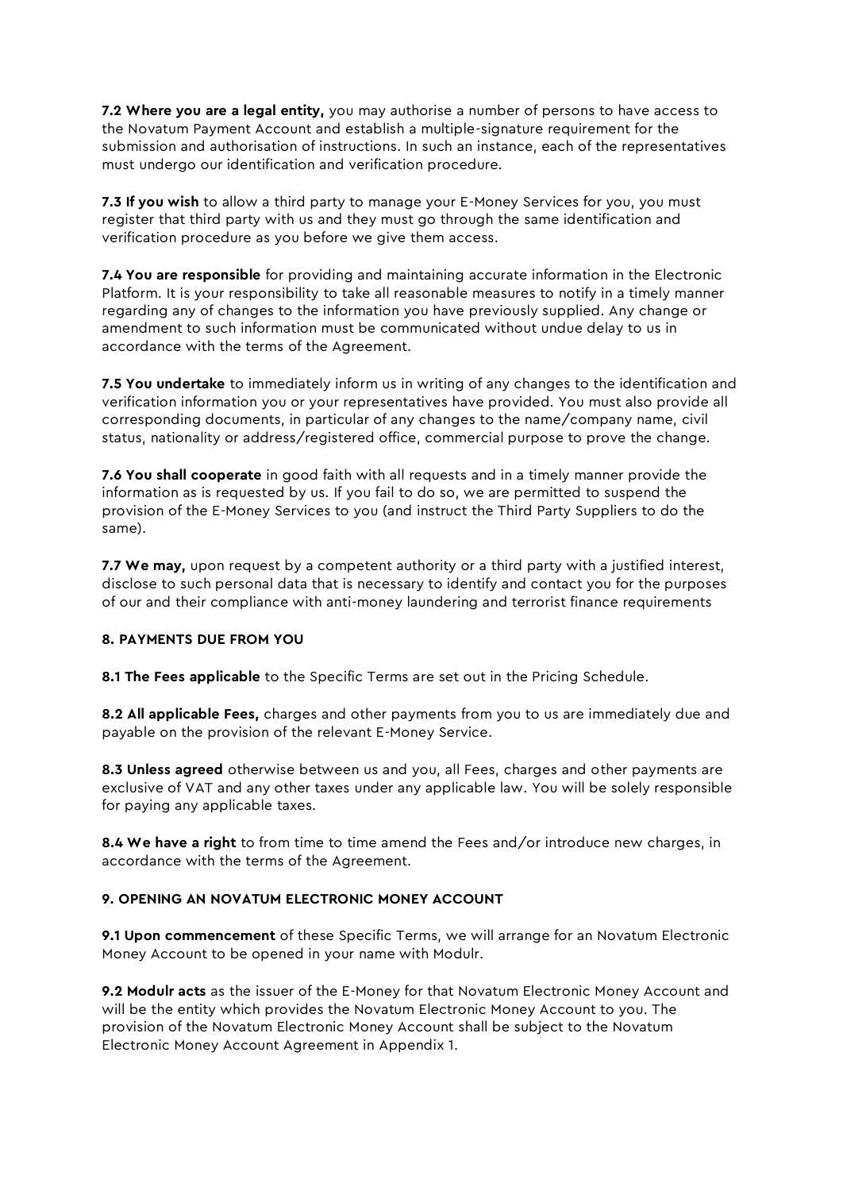**7.2 Where you are a legal entity,** you may authorise a number of persons to have access to the Novatum Payment Account and establish a multiple-signature requirement for the submission and authorisation of instructions. In such an instance, each of the representatives must undergo our identification and verification procedure.

**7.3 If you wish** to allow a third party to manage your E-Money Services for you, you must register that third party with us and they must go through the same identification and verification procedure as you before we give them access.

**7.4 You are responsible** for providing and maintaining accurate information in the Electronic Platform. It is your responsibility to take all reasonable measures to notify in a timely manner regarding any of changes to the information you have previously supplied. Any change or amendment to such information must be communicated without undue delay to us in accordance with the terms of the Agreement.

**7.5 You undertake** to immediately inform us in writing of any changes to the identification and verification information you or your representatives have provided. You must also provide all corresponding documents, in particular of any changes to the name/company name, civil status, nationality or address/registered office, commercial purpose to prove the change.

**7.6 You shall cooperate** in good faith with all requests and in a timely manner provide the information as is requested by us. If you fail to do so, we are permitted to suspend the provision of the E-Money Services to you (and instruct the Third Party Suppliers to do the same).

**7.7 We may,** upon request by a competent authority or a third party with a justified interest, disclose to such personal data that is necessary to identify and contact you for the purposes of our and their compliance with anti-money laundering and terrorist finance requirements

### 8. PAYMENTS DUE FROM YOU

**8.1 The Fees applicable** to the Specific Terms are set out in the Pricing Schedule.

**8.2 All applicable Fees,** charges and other payments from you to us are immediately due and payable on the provision of the relevant E-Money Service.

**8.3 Unless agreed** otherwise between us and you, all Fees, charges and other payments are exclusive of VAT and any other taxes under any applicable law. You will be solely responsible for paying any applicable taxes.

**8.4 We have a right** to from time to time amend the Fees and/or introduce new charges, in accordance with the terms of the Agreement.

### 9. OPENING AN NOVATUM ELECTRONIC MONEY ACCOUNT

**9.1 Upon commencement** of these Specific Terms, we will arrange for an Novatum Electronic Money Account to be opened in your name with Modulr.

**9.2 Modulr acts** as the issuer of the E-Money for that Novatum Electronic Money Account and will be the entity which provides the Novatum Electronic Money Account to you. The provision of the Novatum Electronic Money Account shall be subject to the Novatum Electronic Money Account Agreement in Appendix 1.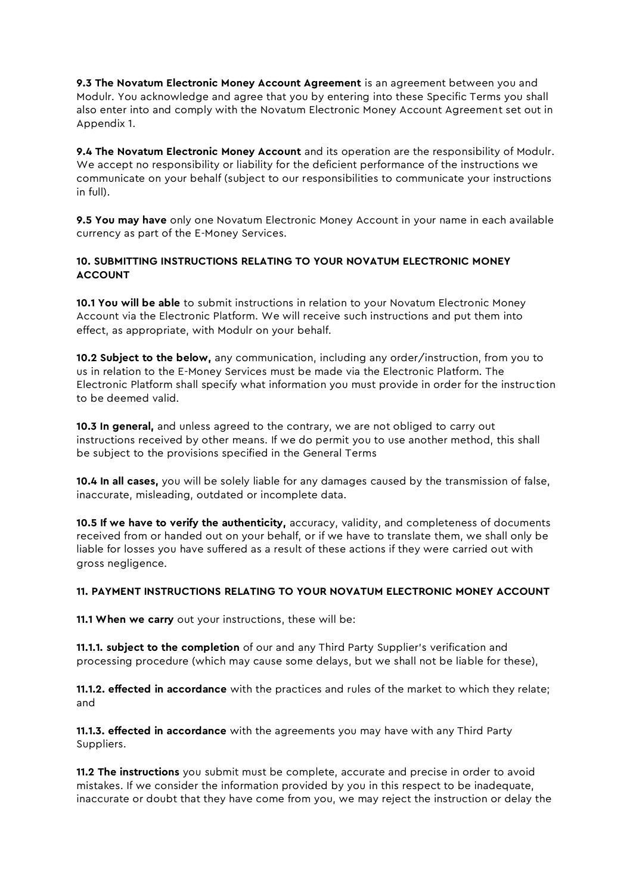**9.3 The Novatum Electronic Money Account Agreement** is an agreement between you and Modulr. You acknowledge and agree that you by entering into these Specific Terms you shall also enter into and comply with the Novatum Electronic Money Account Agreement set out in Appendix 1.

**9.4 The Novatum Electronic Money Account** and its operation are the responsibility of Modulr. We accept no responsibility or liability for the deficient performance of the instructions we communicate on your behalf (subject to our responsibilities to communicate your instructions in full).

**9.5 You may have** only one Novatum Electronic Money Account in your name in each available currency as part of the E-Money Services.

### 10. SUBMITTING INSTRUCTIONS RELATING TO YOUR NOVATUM ELECTRONIC MONEY ACCOUNT

**10.1 You will be able** to submit instructions in relation to your Novatum Electronic Money Account via the Electronic Platform. We will receive such instructions and put them into effect, as appropriate, with Modulr on your behalf.

**10.2 Subject to the below,** any communication, including any order/instruction, from you to us in relation to the E-Money Services must be made via the Electronic Platform. The Electronic Platform shall specify what information you must provide in order for the instruction to be deemed valid.

**10.3 In general,** and unless agreed to the contrary, we are not obliged to carry out instructions received by other means. If we do permit you to use another method, this shall be subject to the provisions specified in the General Terms

**10.4 In all cases,** you will be solely liable for any damages caused by the transmission of false, inaccurate, misleading, outdated or incomplete data.

**10.5 If we have to verify the authenticity,** accuracy, validity, and completeness of documents received from or handed out on your behalf, or if we have to translate them, we shall only be liable for losses you have suffered as a result of these actions if they were carried out with gross negligence.

### 11. PAYMENT INSTRUCTIONS RELATING TO YOUR NOVATUM ELECTRONIC MONEY ACCOUNT

**11.1 When we carry** out your instructions, these will be:

**11.1.1. subject to the completion** of our and any Third Party Supplier's verification and processing procedure (which may cause some delays, but we shall not be liable for these),

**11.1.2. effected in accordance** with the practices and rules of the market to which they relate; and

**11.1.3. effected in accordance** with the agreements you may have with any Third Party Suppliers.

**11.2 The instructions** you submit must be complete, accurate and precise in order to avoid mistakes. If we consider the information provided by you in this respect to be inadequate, inaccurate or doubt that they have come from you, we may reject the instruction or delay the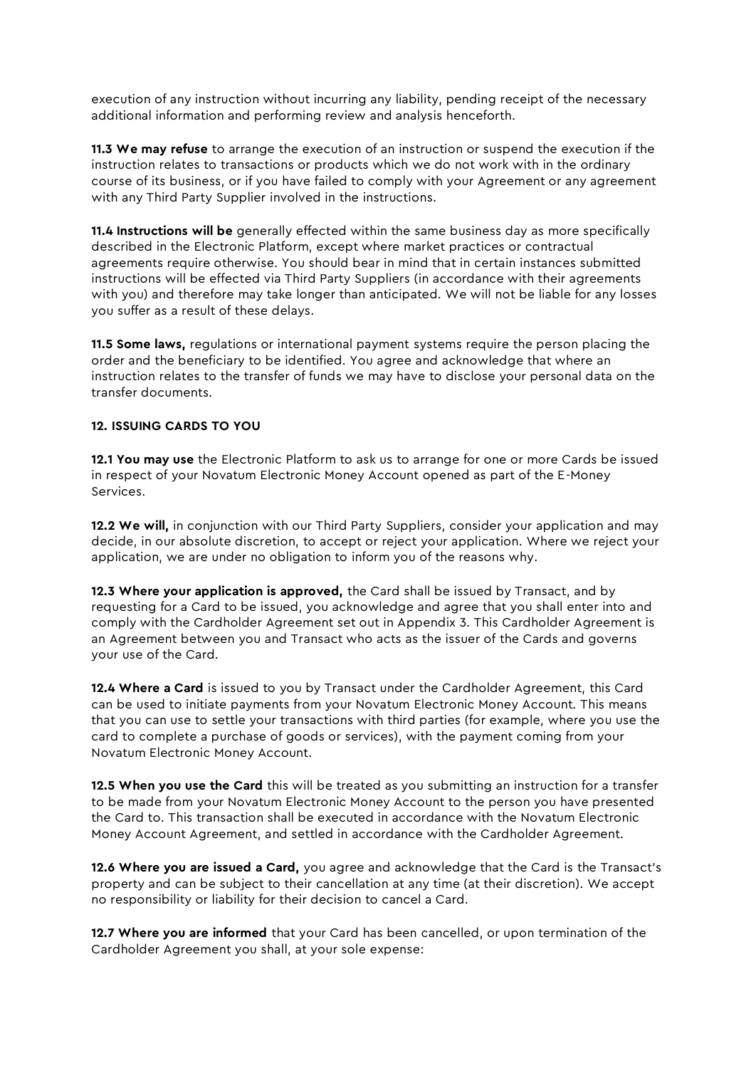execution of any instruction without incurring any liability, pending receipt of the necessary additional information and performing review and analysis henceforth.

**11.3 We may refuse** to arrange the execution of an instruction or suspend the execution if the instruction relates to transactions or products which we do not work with in the ordinary course of its business, or if you have failed to comply with your Agreement or any agreement with any Third Party Supplier involved in the instructions.

**11.4 Instructions will be** generally effected within the same business day as more specifically described in the Electronic Platform, except where market practices or contractual agreements require otherwise. You should bear in mind that in certain instances submitted instructions will be effected via Third Party Suppliers (in accordance with their agreements with you) and therefore may take longer than anticipated. We will not be liable for any losses you suffer as a result of these delays.

**11.5 Some laws,** regulations or international payment systems require the person placing the order and the beneficiary to be identified. You agree and acknowledge that where an instruction relates to the transfer of funds we may have to disclose your personal data on the transfer documents.

**12. ISSUING CARDS TO YOU**

**12.1 You may use** the Electronic Platform to ask us to arrange for one or more Cards be issued in respect of your Novatum Electronic Money Account opened as part of the E-Money Services.

**12.2 We will,** in conjunction with our Third Party Suppliers, consider your application and may decide, in our absolute discretion, to accept or reject your application. Where we reject your application, we are under no obligation to inform you of the reasons why.

**12.3 Where your application is approved,** the Card shall be issued by Transact, and by requesting for a Card to be issued, you acknowledge and agree that you shall enter into and comply with the Cardholder Agreement set out in Appendix 3. This Cardholder Agreement is an Agreement between you and Transact who acts as the issuer of the Cards and governs your use of the Card.

**12.4 Where a Card** is issued to you by Transact under the Cardholder Agreement, this Card can be used to initiate payments from your Novatum Electronic Money Account. This means that you can use to settle your transactions with third parties (for example, where you use the card to complete a purchase of goods or services), with the payment coming from your Novatum Electronic Money Account.

**12.5 When you use the Card** this will be treated as you submitting an instruction for a transfer to be made from your Novatum Electronic Money Account to the person you have presented the Card to. This transaction shall be executed in accordance with the Novatum Electronic Money Account Agreement, and settled in accordance with the Cardholder Agreement.

**12.6 Where you are issued a Card,** you agree and acknowledge that the Card is the Transact's property and can be subject to their cancellation at any time (at their discretion). We accept no responsibility or liability for their decision to cancel a Card.

**12.7 Where you are informed** that your Card has been cancelled, or upon termination of the Cardholder Agreement you shall, at your sole expense: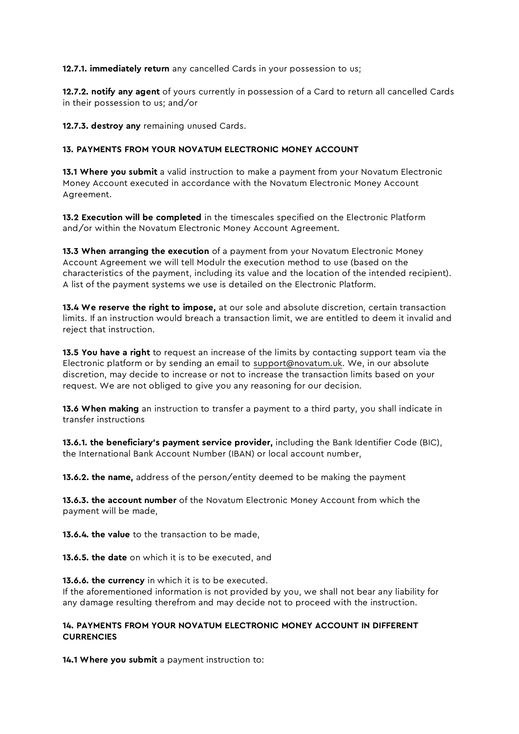**12.7.1. immediately return** any cancelled Cards in your possession to us;

**12.7.2. notify any agent** of yours currently in possession of a Card to return all cancelled Cards in their possession to us; and/or

**12.7.3. destroy any** remaining unused Cards.

## 13. PAYMENTS FROM YOUR NOVATUM ELECTRONIC MONEY ACCOUNT

**13.1 Where you submit** a valid instruction to make a payment from your Novatum Electronic Money Account executed in accordance with the Novatum Electronic Money Account Agreement.

**13.2 Execution will be completed** in the timescales specified on the Electronic Platform and/or within the Novatum Electronic Money Account Agreement.

**13.3 When arranging the execution** of a payment from your Novatum Electronic Money Account Agreement we will tell Modulr the execution method to use (based on the characteristics of the payment, including its value and the location of the intended recipient). A list of the payment systems we use is detailed on the Electronic Platform.

**13.4 We reserve the right to impose,** at our sole and absolute discretion, certain transaction limits. If an instruction would breach a transaction limit, we are entitled to deem it invalid and reject that instruction.

**13.5 You have a right** to request an increase of the limits by contacting support team via the Electronic platform or by sending an email to support@novatum.uk. We, in our absolute discretion, may decide to increase or not to increase the transaction limits based on your request. We are not obliged to give you any reasoning for our decision.

**13.6 When making** an instruction to transfer a payment to a third party, you shall indicate in transfer instructions

**13.6.1. the beneficiary's payment service provider,** including the Bank Identifier Code (BIC), the International Bank Account Number (IBAN) or local account number,

**13.6.2. the name,** address of the person/entity deemed to be making the payment

**13.6.3. the account number** of the Novatum Electronic Money Account from which the payment will be made,

**13.6.4. the value** to the transaction to be made,

**13.6.5. the date** on which it is to be executed, and

**13.6.6. the currency** in which it is to be executed.
If the aforementioned information is not provided by you, we shall not bear any liability for any damage resulting therefrom and may decide not to proceed with the instruction.

## 14. PAYMENTS FROM YOUR NOVATUM ELECTRONIC MONEY ACCOUNT IN DIFFERENT CURRENCIES

**14.1 Where you submit** a payment instruction to: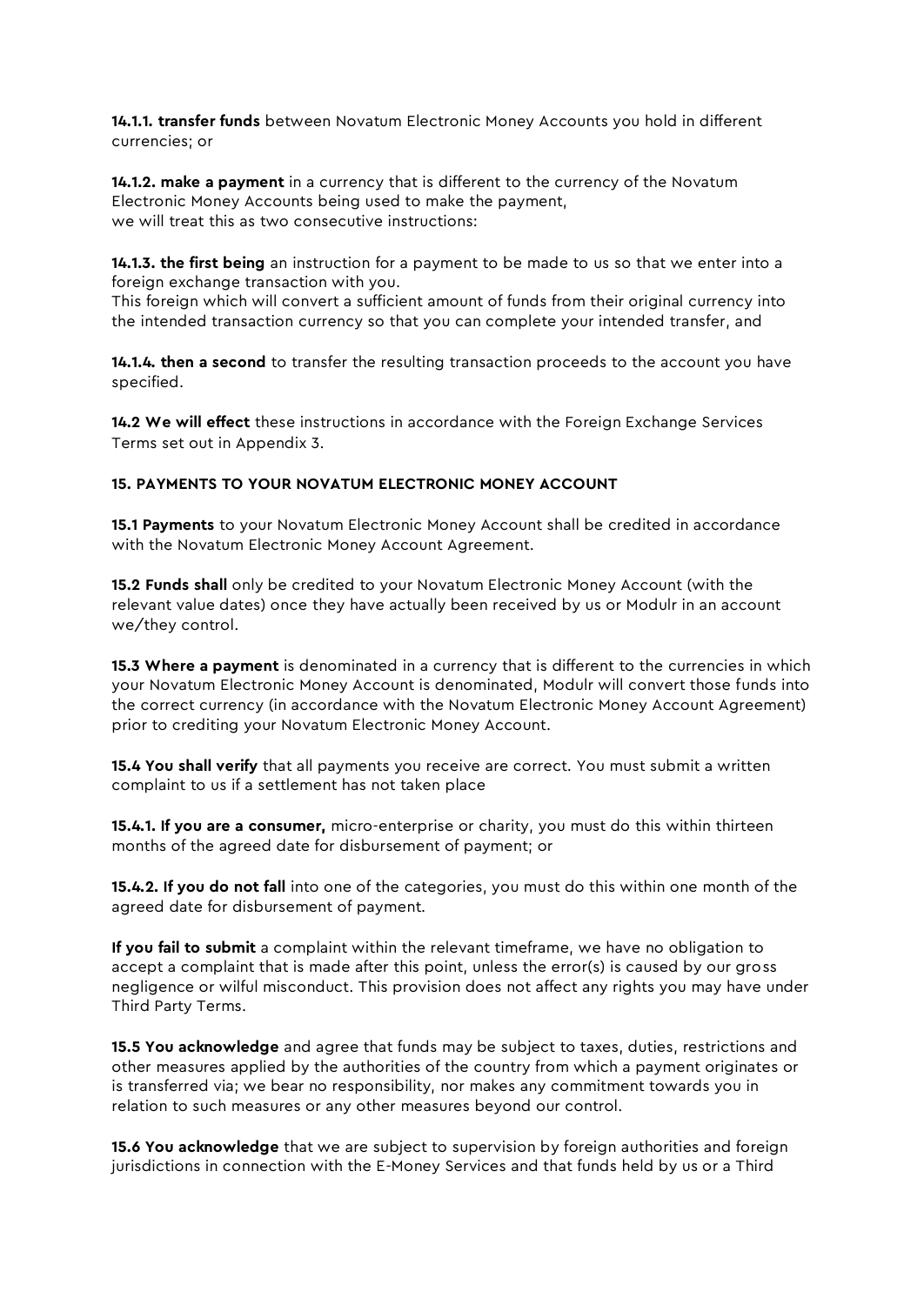**14.1.1. transfer funds** between Novatum Electronic Money Accounts you hold in different currencies; or

**14.1.2. make a payment** in a currency that is different to the currency of the Novatum Electronic Money Accounts being used to make the payment,
we will treat this as two consecutive instructions:

**14.1.3. the first being** an instruction for a payment to be made to us so that we enter into a foreign exchange transaction with you.
This foreign which will convert a sufficient amount of funds from their original currency into the intended transaction currency so that you can complete your intended transfer, and

**14.1.4. then a second** to transfer the resulting transaction proceeds to the account you have specified.

**14.2 We will effect** these instructions in accordance with the Foreign Exchange Services Terms set out in Appendix 3.

**15. PAYMENTS TO YOUR NOVATUM ELECTRONIC MONEY ACCOUNT**

**15.1 Payments** to your Novatum Electronic Money Account shall be credited in accordance with the Novatum Electronic Money Account Agreement.

**15.2 Funds shall** only be credited to your Novatum Electronic Money Account (with the relevant value dates) once they have actually been received by us or Modulr in an account we/they control.

**15.3 Where a payment** is denominated in a currency that is different to the currencies in which your Novatum Electronic Money Account is denominated, Modulr will convert those funds into the correct currency (in accordance with the Novatum Electronic Money Account Agreement) prior to crediting your Novatum Electronic Money Account.

**15.4 You shall verify** that all payments you receive are correct. You must submit a written complaint to us if a settlement has not taken place

**15.4.1. If you are a consumer,** micro-enterprise or charity, you must do this within thirteen months of the agreed date for disbursement of payment; or

**15.4.2. If you do not fall** into one of the categories, you must do this within one month of the agreed date for disbursement of payment.

**If you fail to submit** a complaint within the relevant timeframe, we have no obligation to accept a complaint that is made after this point, unless the error(s) is caused by our gross negligence or wilful misconduct. This provision does not affect any rights you may have under Third Party Terms.

**15.5 You acknowledge** and agree that funds may be subject to taxes, duties, restrictions and other measures applied by the authorities of the country from which a payment originates or is transferred via; we bear no responsibility, nor makes any commitment towards you in relation to such measures or any other measures beyond our control.

**15.6 You acknowledge** that we are subject to supervision by foreign authorities and foreign jurisdictions in connection with the E-Money Services and that funds held by us or a Third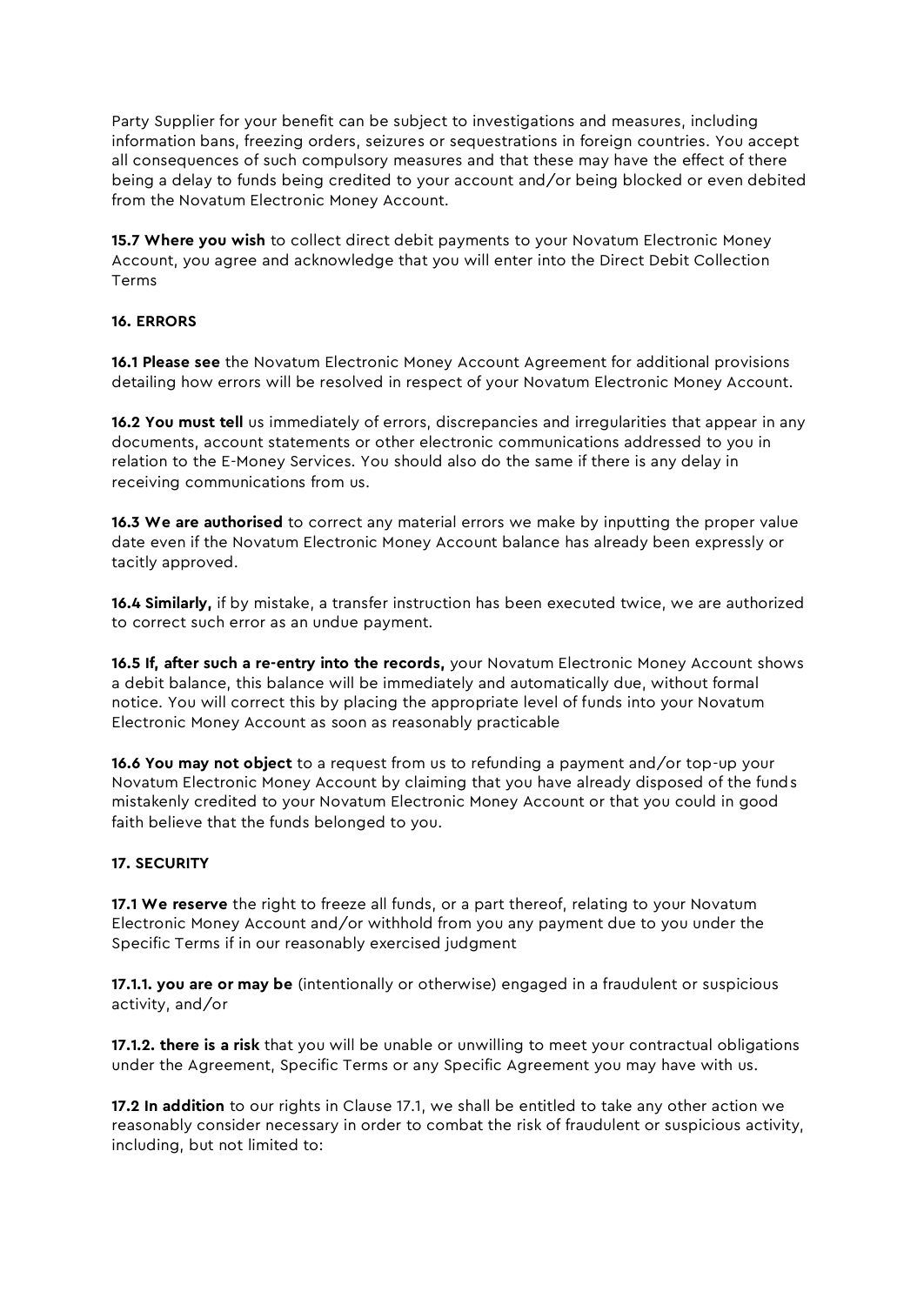Party Supplier for your benefit can be subject to investigations and measures, including information bans, freezing orders, seizures or sequestrations in foreign countries. You accept all consequences of such compulsory measures and that these may have the effect of there being a delay to funds being credited to your account and/or being blocked or even debited from the Novatum Electronic Money Account.

**15.7 Where you wish** to collect direct debit payments to your Novatum Electronic Money Account, you agree and acknowledge that you will enter into the Direct Debit Collection Terms

**16. ERRORS**

**16.1 Please see** the Novatum Electronic Money Account Agreement for additional provisions detailing how errors will be resolved in respect of your Novatum Electronic Money Account.

**16.2 You must tell** us immediately of errors, discrepancies and irregularities that appear in any documents, account statements or other electronic communications addressed to you in relation to the E-Money Services. You should also do the same if there is any delay in receiving communications from us.

**16.3 We are authorised** to correct any material errors we make by inputting the proper value date even if the Novatum Electronic Money Account balance has already been expressly or tacitly approved.

**16.4 Similarly,** if by mistake, a transfer instruction has been executed twice, we are authorized to correct such error as an undue payment.

**16.5 If, after such a re-entry into the records,** your Novatum Electronic Money Account shows a debit balance, this balance will be immediately and automatically due, without formal notice. You will correct this by placing the appropriate level of funds into your Novatum Electronic Money Account as soon as reasonably practicable

**16.6 You may not object** to a request from us to refunding a payment and/or top-up your Novatum Electronic Money Account by claiming that you have already disposed of the funds mistakenly credited to your Novatum Electronic Money Account or that you could in good faith believe that the funds belonged to you.

**17. SECURITY**

**17.1 We reserve** the right to freeze all funds, or a part thereof, relating to your Novatum Electronic Money Account and/or withhold from you any payment due to you under the Specific Terms if in our reasonably exercised judgment

**17.1.1. you are or may be** (intentionally or otherwise) engaged in a fraudulent or suspicious activity, and/or

**17.1.2. there is a risk** that you will be unable or unwilling to meet your contractual obligations under the Agreement, Specific Terms or any Specific Agreement you may have with us.

**17.2 In addition** to our rights in Clause 17.1, we shall be entitled to take any other action we reasonably consider necessary in order to combat the risk of fraudulent or suspicious activity, including, but not limited to: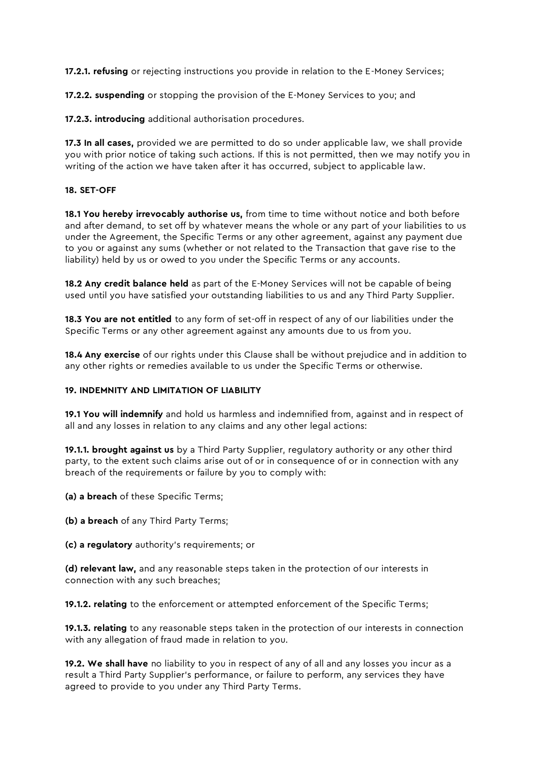**17.2.1. refusing** or rejecting instructions you provide in relation to the E-Money Services;

**17.2.2. suspending** or stopping the provision of the E-Money Services to you; and

**17.2.3. introducing** additional authorisation procedures.

**17.3 In all cases,** provided we are permitted to do so under applicable law, we shall provide you with prior notice of taking such actions. If this is not permitted, then we may notify you in writing of the action we have taken after it has occurred, subject to applicable law.

**18. SET-OFF**

**18.1 You hereby irrevocably authorise us,** from time to time without notice and both before and after demand, to set off by whatever means the whole or any part of your liabilities to us under the Agreement, the Specific Terms or any other agreement, against any payment due to you or against any sums (whether or not related to the Transaction that gave rise to the liability) held by us or owed to you under the Specific Terms or any accounts.

**18.2 Any credit balance held** as part of the E-Money Services will not be capable of being used until you have satisfied your outstanding liabilities to us and any Third Party Supplier.

**18.3 You are not entitled** to any form of set-off in respect of any of our liabilities under the Specific Terms or any other agreement against any amounts due to us from you.

**18.4 Any exercise** of our rights under this Clause shall be without prejudice and in addition to any other rights or remedies available to us under the Specific Terms or otherwise.

**19. INDEMNITY AND LIMITATION OF LIABILITY**

**19.1 You will indemnify** and hold us harmless and indemnified from, against and in respect of all and any losses in relation to any claims and any other legal actions:

**19.1.1. brought against us** by a Third Party Supplier, regulatory authority or any other third party, to the extent such claims arise out of or in consequence of or in connection with any breach of the requirements or failure by you to comply with:

**(a) a breach** of these Specific Terms;

**(b) a breach** of any Third Party Terms;

**(c) a regulatory** authority's requirements; or

**(d) relevant law,** and any reasonable steps taken in the protection of our interests in connection with any such breaches;

**19.1.2. relating** to the enforcement or attempted enforcement of the Specific Terms;

**19.1.3. relating** to any reasonable steps taken in the protection of our interests in connection with any allegation of fraud made in relation to you.

**19.2. We shall have** no liability to you in respect of any of all and any losses you incur as a result a Third Party Supplier's performance, or failure to perform, any services they have agreed to provide to you under any Third Party Terms.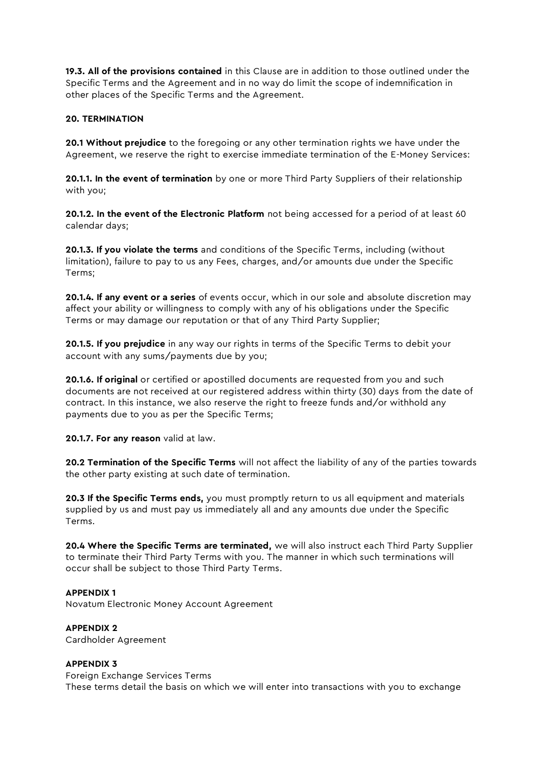**19.3. All of the provisions contained** in this Clause are in addition to those outlined under the Specific Terms and the Agreement and in no way do limit the scope of indemnification in other places of the Specific Terms and the Agreement.

**20. TERMINATION**

**20.1 Without prejudice** to the foregoing or any other termination rights we have under the Agreement, we reserve the right to exercise immediate termination of the E-Money Services:

**20.1.1. In the event of termination** by one or more Third Party Suppliers of their relationship with you;

**20.1.2. In the event of the Electronic Platform** not being accessed for a period of at least 60 calendar days;

**20.1.3. If you violate the terms** and conditions of the Specific Terms, including (without limitation), failure to pay to us any Fees, charges, and/or amounts due under the Specific Terms;

**20.1.4. If any event or a series** of events occur, which in our sole and absolute discretion may affect your ability or willingness to comply with any of his obligations under the Specific Terms or may damage our reputation or that of any Third Party Supplier;

**20.1.5. If you prejudice** in any way our rights in terms of the Specific Terms to debit your account with any sums/payments due by you;

**20.1.6. If original** or certified or apostilled documents are requested from you and such documents are not received at our registered address within thirty (30) days from the date of contract. In this instance, we also reserve the right to freeze funds and/or withhold any payments due to you as per the Specific Terms;

**20.1.7. For any reason** valid at law.

**20.2 Termination of the Specific Terms** will not affect the liability of any of the parties towards the other party existing at such date of termination.

**20.3 If the Specific Terms ends,** you must promptly return to us all equipment and materials supplied by us and must pay us immediately all and any amounts due under the Specific Terms.

**20.4 Where the Specific Terms are terminated,** we will also instruct each Third Party Supplier to terminate their Third Party Terms with you. The manner in which such terminations will occur shall be subject to those Third Party Terms.

**APPENDIX 1**
Novatum Electronic Money Account Agreement

**APPENDIX 2**
Cardholder Agreement

**APPENDIX 3**
Foreign Exchange Services Terms
These terms detail the basis on which we will enter into transactions with you to exchange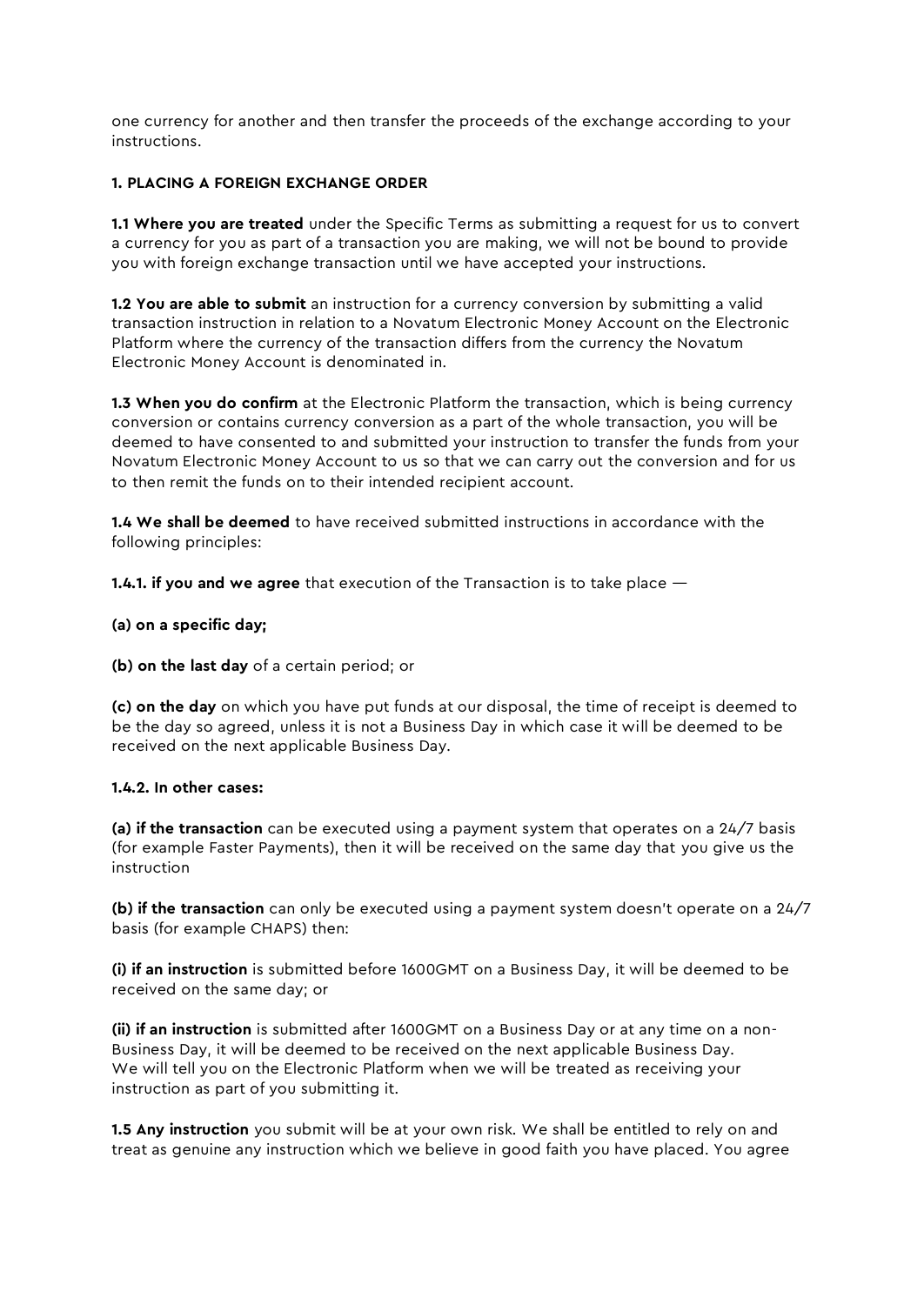one currency for another and then transfer the proceeds of the exchange according to your instructions.

**1. PLACING A FOREIGN EXCHANGE ORDER**

**1.1 Where you are treated** under the Specific Terms as submitting a request for us to convert a currency for you as part of a transaction you are making, we will not be bound to provide you with foreign exchange transaction until we have accepted your instructions.

**1.2 You are able to submit** an instruction for a currency conversion by submitting a valid transaction instruction in relation to a Novatum Electronic Money Account on the Electronic Platform where the currency of the transaction differs from the currency the Novatum Electronic Money Account is denominated in.

**1.3 When you do confirm** at the Electronic Platform the transaction, which is being currency conversion or contains currency conversion as a part of the whole transaction, you will be deemed to have consented to and submitted your instruction to transfer the funds from your Novatum Electronic Money Account to us so that we can carry out the conversion and for us to then remit the funds on to their intended recipient account.

**1.4 We shall be deemed** to have received submitted instructions in accordance with the following principles:

**1.4.1. if you and we agree** that execution of the Transaction is to take place —

**(a) on a specific day;**

**(b) on the last day** of a certain period; or

**(c) on the day** on which you have put funds at our disposal, the time of receipt is deemed to be the day so agreed, unless it is not a Business Day in which case it will be deemed to be received on the next applicable Business Day.

**1.4.2. In other cases:**

**(a) if the transaction** can be executed using a payment system that operates on a 24/7 basis (for example Faster Payments), then it will be received on the same day that you give us the instruction

**(b) if the transaction** can only be executed using a payment system doesn't operate on a 24/7 basis (for example CHAPS) then:

**(i) if an instruction** is submitted before 1600GMT on a Business Day, it will be deemed to be received on the same day; or

**(ii) if an instruction** is submitted after 1600GMT on a Business Day or at any time on a non-Business Day, it will be deemed to be received on the next applicable Business Day. We will tell you on the Electronic Platform when we will be treated as receiving your instruction as part of you submitting it.

**1.5 Any instruction** you submit will be at your own risk. We shall be entitled to rely on and treat as genuine any instruction which we believe in good faith you have placed. You agree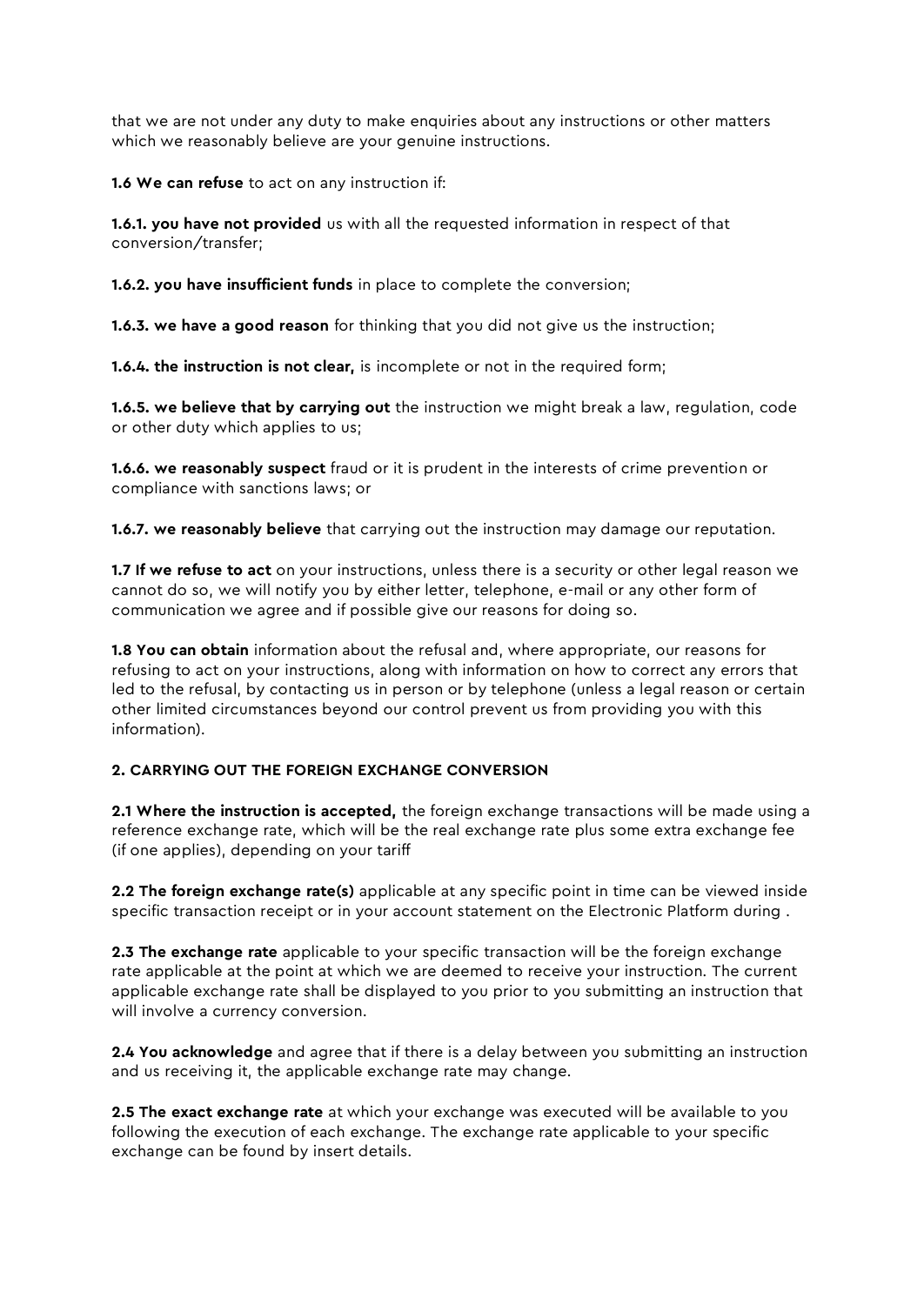that we are not under any duty to make enquiries about any instructions or other matters which we reasonably believe are your genuine instructions.

**1.6 We can refuse** to act on any instruction if:

**1.6.1. you have not provided** us with all the requested information in respect of that conversion/transfer;

**1.6.2. you have insufficient funds** in place to complete the conversion;

**1.6.3. we have a good reason** for thinking that you did not give us the instruction;

**1.6.4. the instruction is not clear,** is incomplete or not in the required form;

**1.6.5. we believe that by carrying out** the instruction we might break a law, regulation, code or other duty which applies to us;

**1.6.6. we reasonably suspect** fraud or it is prudent in the interests of crime prevention or compliance with sanctions laws; or

**1.6.7. we reasonably believe** that carrying out the instruction may damage our reputation.

**1.7 If we refuse to act** on your instructions, unless there is a security or other legal reason we cannot do so, we will notify you by either letter, telephone, e-mail or any other form of communication we agree and if possible give our reasons for doing so.

**1.8 You can obtain** information about the refusal and, where appropriate, our reasons for refusing to act on your instructions, along with information on how to correct any errors that led to the refusal, by contacting us in person or by telephone (unless a legal reason or certain other limited circumstances beyond our control prevent us from providing you with this information).

**2. CARRYING OUT THE FOREIGN EXCHANGE CONVERSION**

**2.1 Where the instruction is accepted,** the foreign exchange transactions will be made using a reference exchange rate, which will be the real exchange rate plus some extra exchange fee (if one applies), depending on your tariff

**2.2 The foreign exchange rate(s)** applicable at any specific point in time can be viewed inside specific transaction receipt or in your account statement on the Electronic Platform during .

**2.3 The exchange rate** applicable to your specific transaction will be the foreign exchange rate applicable at the point at which we are deemed to receive your instruction. The current applicable exchange rate shall be displayed to you prior to you submitting an instruction that will involve a currency conversion.

**2.4 You acknowledge** and agree that if there is a delay between you submitting an instruction and us receiving it, the applicable exchange rate may change.

**2.5 The exact exchange rate** at which your exchange was executed will be available to you following the execution of each exchange. The exchange rate applicable to your specific exchange can be found by insert details.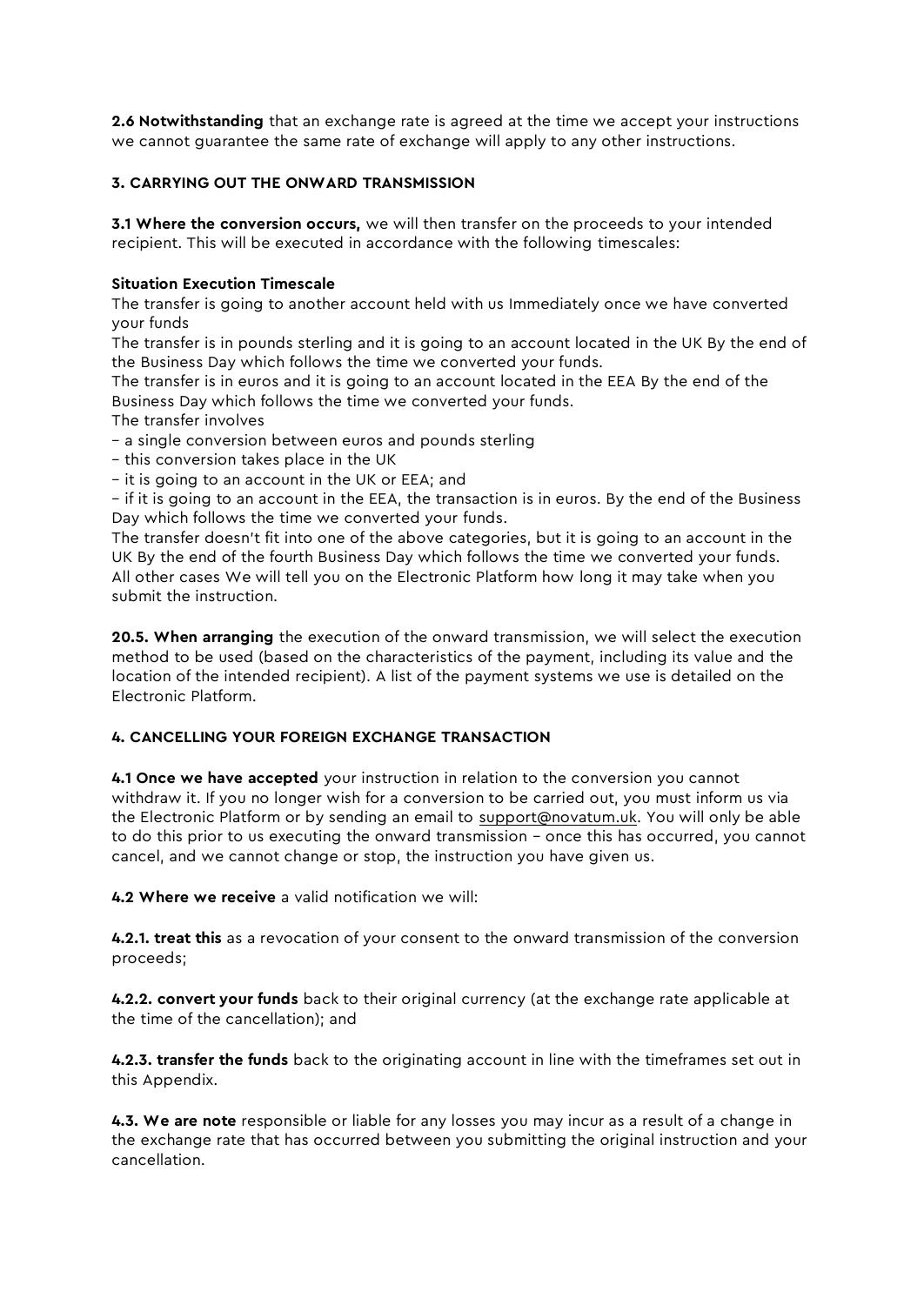**2.6 Notwithstanding** that an exchange rate is agreed at the time we accept your instructions we cannot guarantee the same rate of exchange will apply to any other instructions.

**3. CARRYING OUT THE ONWARD TRANSMISSION**

**3.1 Where the conversion occurs,** we will then transfer on the proceeds to your intended recipient. This will be executed in accordance with the following timescales:

**Situation Execution Timescale**

The transfer is going to another account held with us Immediately once we have converted your funds

The transfer is in pounds sterling and it is going to an account located in the UK By the end of the Business Day which follows the time we converted your funds.

The transfer is in euros and it is going to an account located in the EEA By the end of the Business Day which follows the time we converted your funds.

The transfer involves

– a single conversion between euros and pounds sterling

– this conversion takes place in the UK

– it is going to an account in the UK or EEA; and

– if it is going to an account in the EEA, the transaction is in euros. By the end of the Business Day which follows the time we converted your funds.

The transfer doesn't fit into one of the above categories, but it is going to an account in the UK By the end of the fourth Business Day which follows the time we converted your funds.

All other cases We will tell you on the Electronic Platform how long it may take when you submit the instruction.

**20.5. When arranging** the execution of the onward transmission, we will select the execution method to be used (based on the characteristics of the payment, including its value and the location of the intended recipient). A list of the payment systems we use is detailed on the Electronic Platform.

**4. CANCELLING YOUR FOREIGN EXCHANGE TRANSACTION**

**4.1 Once we have accepted** your instruction in relation to the conversion you cannot withdraw it. If you no longer wish for a conversion to be carried out, you must inform us via the Electronic Platform or by sending an email to support@novatum.uk. You will only be able to do this prior to us executing the onward transmission – once this has occurred, you cannot cancel, and we cannot change or stop, the instruction you have given us.

**4.2 Where we receive** a valid notification we will:

**4.2.1. treat this** as a revocation of your consent to the onward transmission of the conversion proceeds;

**4.2.2. convert your funds** back to their original currency (at the exchange rate applicable at the time of the cancellation); and

**4.2.3. transfer the funds** back to the originating account in line with the timeframes set out in this Appendix.

**4.3. We are note** responsible or liable for any losses you may incur as a result of a change in the exchange rate that has occurred between you submitting the original instruction and your cancellation.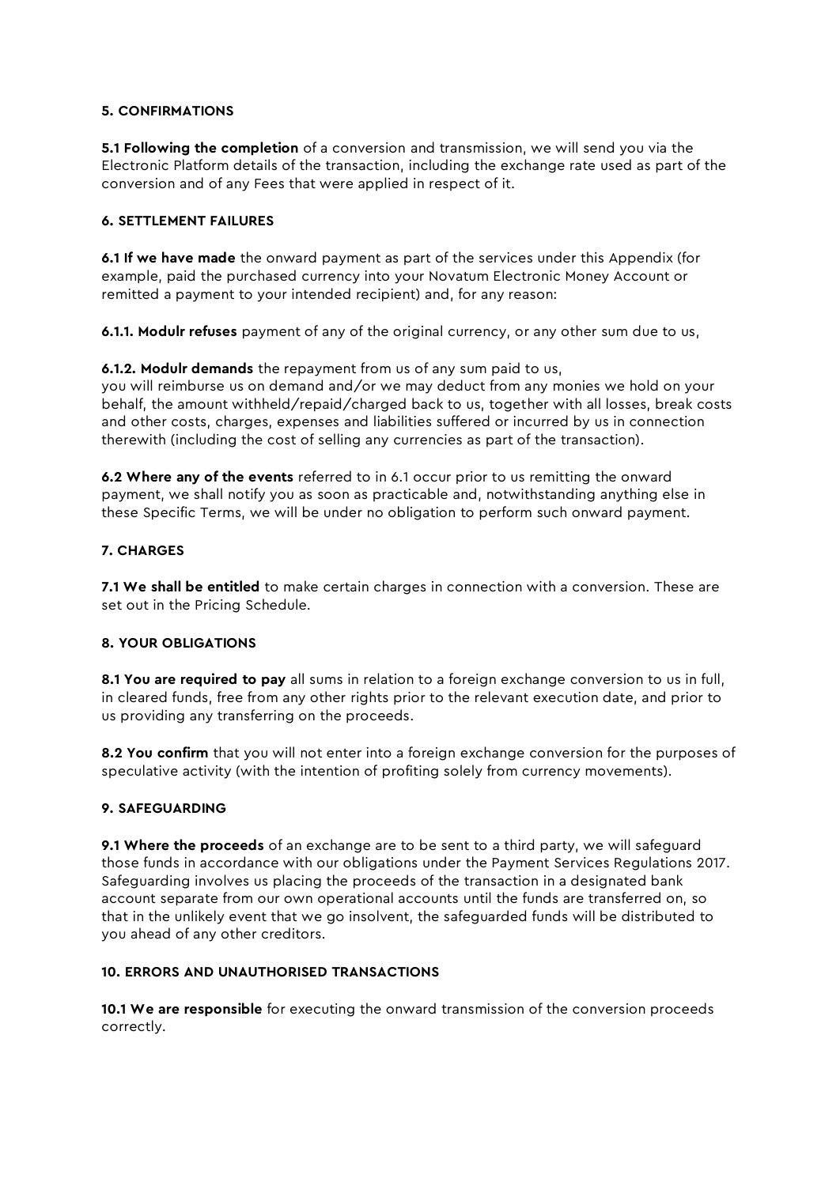### 5. CONFIRMATIONS

**5.1 Following the completion** of a conversion and transmission, we will send you via the Electronic Platform details of the transaction, including the exchange rate used as part of the conversion and of any Fees that were applied in respect of it.

### 6. SETTLEMENT FAILURES

**6.1 If we have made** the onward payment as part of the services under this Appendix (for example, paid the purchased currency into your Novatum Electronic Money Account or remitted a payment to your intended recipient) and, for any reason:

**6.1.1. Modulr refuses** payment of any of the original currency, or any other sum due to us,

**6.1.2. Modulr demands** the repayment from us of any sum paid to us,
you will reimburse us on demand and/or we may deduct from any monies we hold on your behalf, the amount withheld/repaid/charged back to us, together with all losses, break costs and other costs, charges, expenses and liabilities suffered or incurred by us in connection therewith (including the cost of selling any currencies as part of the transaction).

**6.2 Where any of the events** referred to in 6.1 occur prior to us remitting the onward payment, we shall notify you as soon as practicable and, notwithstanding anything else in these Specific Terms, we will be under no obligation to perform such onward payment.

### 7. CHARGES

**7.1 We shall be entitled** to make certain charges in connection with a conversion. These are set out in the Pricing Schedule.

### 8. YOUR OBLIGATIONS

**8.1 You are required to pay** all sums in relation to a foreign exchange conversion to us in full, in cleared funds, free from any other rights prior to the relevant execution date, and prior to us providing any transferring on the proceeds.

**8.2 You confirm** that you will not enter into a foreign exchange conversion for the purposes of speculative activity (with the intention of profiting solely from currency movements).

### 9. SAFEGUARDING

**9.1 Where the proceeds** of an exchange are to be sent to a third party, we will safeguard those funds in accordance with our obligations under the Payment Services Regulations 2017. Safeguarding involves us placing the proceeds of the transaction in a designated bank account separate from our own operational accounts until the funds are transferred on, so that in the unlikely event that we go insolvent, the safeguarded funds will be distributed to you ahead of any other creditors.

### 10. ERRORS AND UNAUTHORISED TRANSACTIONS

**10.1 We are responsible** for executing the onward transmission of the conversion proceeds correctly.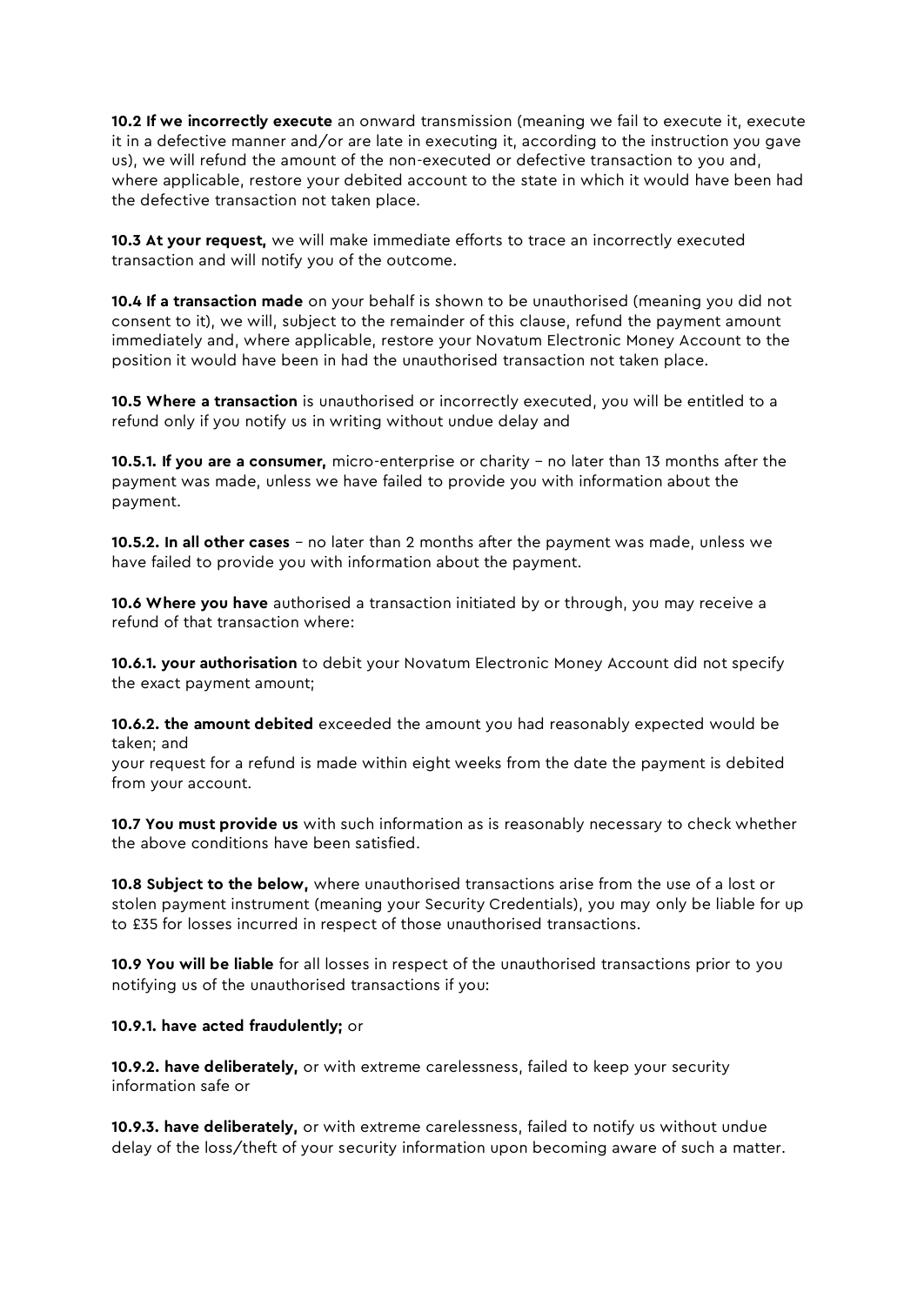**10.2 If we incorrectly execute** an onward transmission (meaning we fail to execute it, execute it in a defective manner and/or are late in executing it, according to the instruction you gave us), we will refund the amount of the non-executed or defective transaction to you and, where applicable, restore your debited account to the state in which it would have been had the defective transaction not taken place.

**10.3 At your request,** we will make immediate efforts to trace an incorrectly executed transaction and will notify you of the outcome.

**10.4 If a transaction made** on your behalf is shown to be unauthorised (meaning you did not consent to it), we will, subject to the remainder of this clause, refund the payment amount immediately and, where applicable, restore your Novatum Electronic Money Account to the position it would have been in had the unauthorised transaction not taken place.

**10.5 Where a transaction** is unauthorised or incorrectly executed, you will be entitled to a refund only if you notify us in writing without undue delay and

**10.5.1. If you are a consumer,** micro-enterprise or charity – no later than 13 months after the payment was made, unless we have failed to provide you with information about the payment.

**10.5.2. In all other cases** – no later than 2 months after the payment was made, unless we have failed to provide you with information about the payment.

**10.6 Where you have** authorised a transaction initiated by or through, you may receive a refund of that transaction where:

**10.6.1. your authorisation** to debit your Novatum Electronic Money Account did not specify the exact payment amount;

**10.6.2. the amount debited** exceeded the amount you had reasonably expected would be taken; and
your request for a refund is made within eight weeks from the date the payment is debited from your account.

**10.7 You must provide us** with such information as is reasonably necessary to check whether the above conditions have been satisfied.

**10.8 Subject to the below,** where unauthorised transactions arise from the use of a lost or stolen payment instrument (meaning your Security Credentials), you may only be liable for up to £35 for losses incurred in respect of those unauthorised transactions.

**10.9 You will be liable** for all losses in respect of the unauthorised transactions prior to you notifying us of the unauthorised transactions if you:

**10.9.1. have acted fraudulently;** or

**10.9.2. have deliberately,** or with extreme carelessness, failed to keep your security information safe or

**10.9.3. have deliberately,** or with extreme carelessness, failed to notify us without undue delay of the loss/theft of your security information upon becoming aware of such a matter.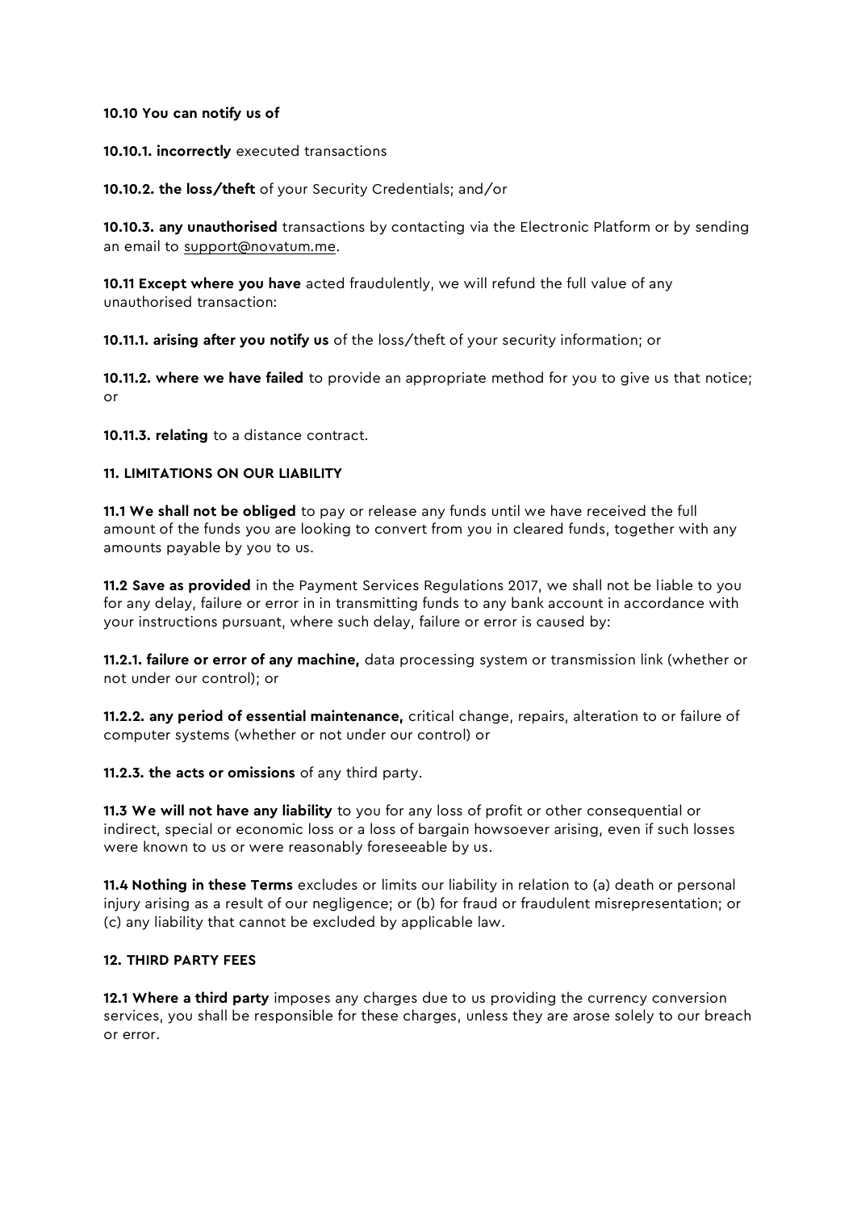**10.10 You can notify us of**

**10.10.1. incorrectly** executed transactions

**10.10.2. the loss/theft** of your Security Credentials; and/or

**10.10.3. any unauthorised** transactions by contacting via the Electronic Platform or by sending an email to support@novatum.me.

**10.11 Except where you have** acted fraudulently, we will refund the full value of any unauthorised transaction:

**10.11.1. arising after you notify us** of the loss/theft of your security information; or

**10.11.2. where we have failed** to provide an appropriate method for you to give us that notice; or

**10.11.3. relating** to a distance contract.

**11. LIMITATIONS ON OUR LIABILITY**

**11.1 We shall not be obliged** to pay or release any funds until we have received the full amount of the funds you are looking to convert from you in cleared funds, together with any amounts payable by you to us.

**11.2 Save as provided** in the Payment Services Regulations 2017, we shall not be liable to you for any delay, failure or error in in transmitting funds to any bank account in accordance with your instructions pursuant, where such delay, failure or error is caused by:

**11.2.1. failure or error of any machine,** data processing system or transmission link (whether or not under our control); or

**11.2.2. any period of essential maintenance,** critical change, repairs, alteration to or failure of computer systems (whether or not under our control) or

**11.2.3. the acts or omissions** of any third party.

**11.3 We will not have any liability** to you for any loss of profit or other consequential or indirect, special or economic loss or a loss of bargain howsoever arising, even if such losses were known to us or were reasonably foreseeable by us.

**11.4 Nothing in these Terms** excludes or limits our liability in relation to (a) death or personal injury arising as a result of our negligence; or (b) for fraud or fraudulent misrepresentation; or (c) any liability that cannot be excluded by applicable law.

**12. THIRD PARTY FEES**

**12.1 Where a third party** imposes any charges due to us providing the currency conversion services, you shall be responsible for these charges, unless they are arose solely to our breach or error.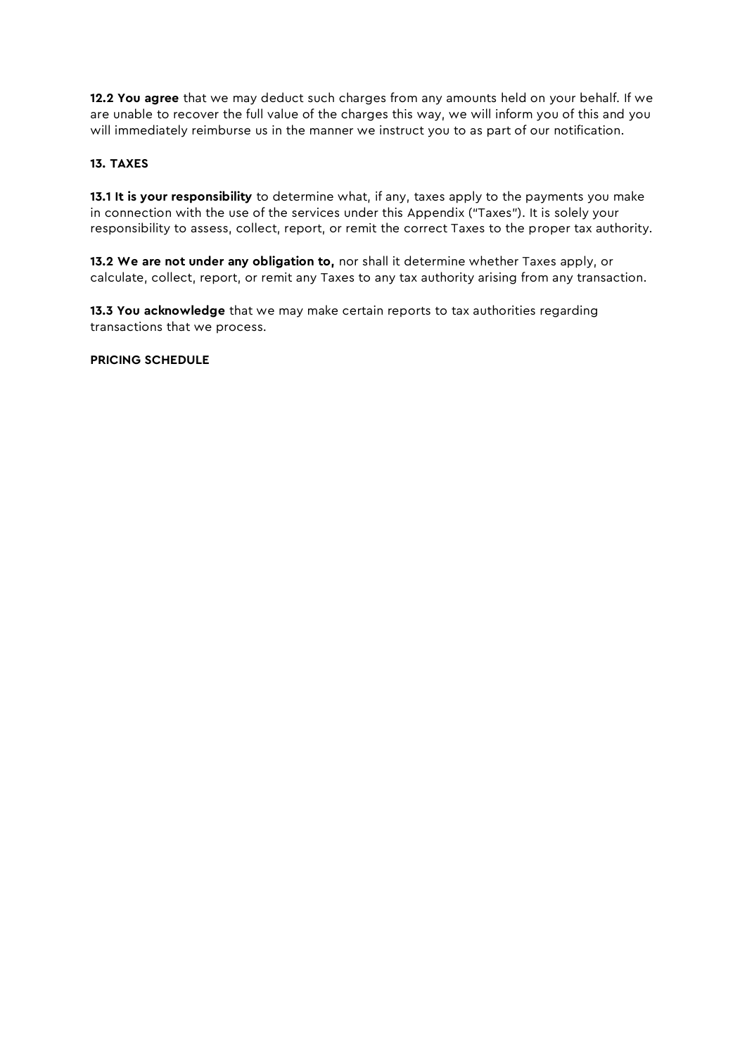**12.2 You agree** that we may deduct such charges from any amounts held on your behalf. If we are unable to recover the full value of the charges this way, we will inform you of this and you will immediately reimburse us in the manner we instruct you to as part of our notification.

**13. TAXES**

**13.1 It is your responsibility** to determine what, if any, taxes apply to the payments you make in connection with the use of the services under this Appendix ("Taxes"). It is solely your responsibility to assess, collect, report, or remit the correct Taxes to the proper tax authority.

**13.2 We are not under any obligation to,** nor shall it determine whether Taxes apply, or calculate, collect, report, or remit any Taxes to any tax authority arising from any transaction.

**13.3 You acknowledge** that we may make certain reports to tax authorities regarding transactions that we process.

**PRICING SCHEDULE**